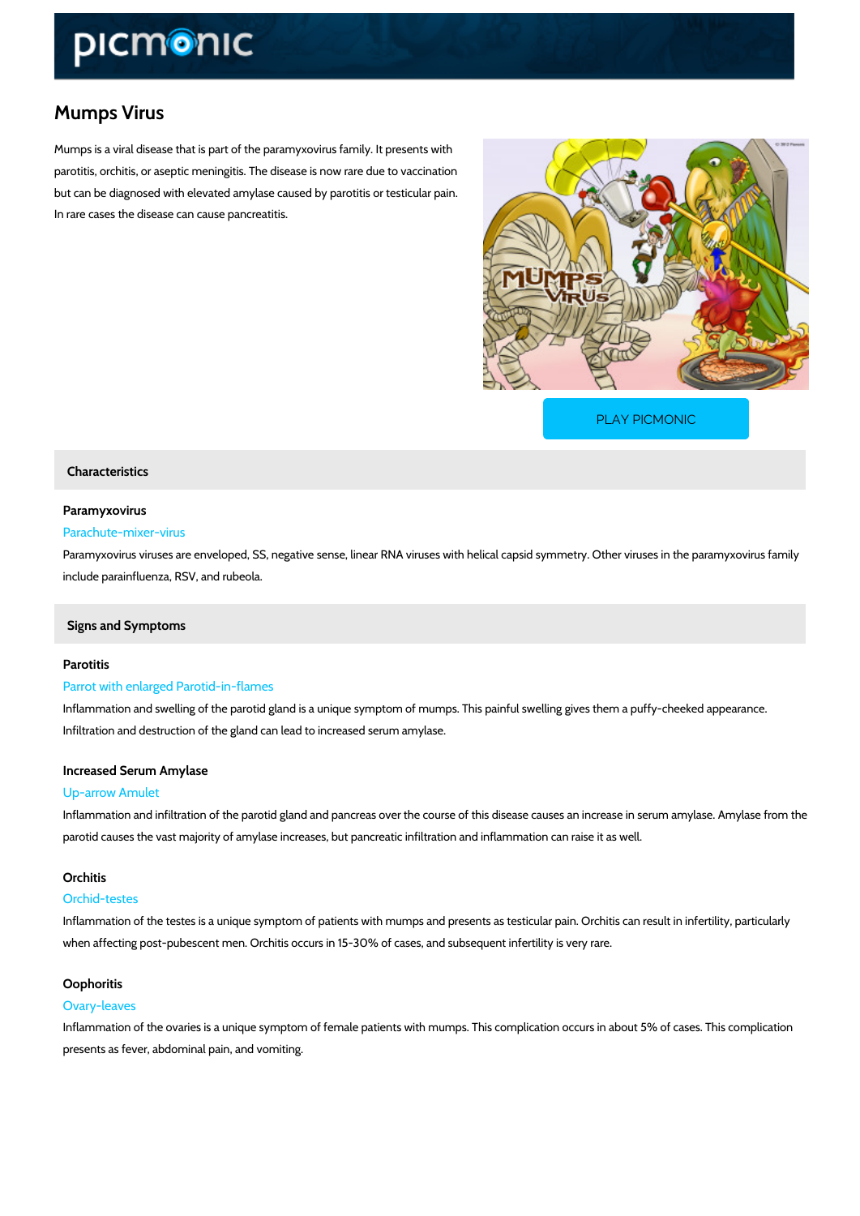# Mumps Virus

Mumps is a viral disease that is part of the paramyxovirus family. It presents with parotitis, orchitis, or aseptic meningitis. The disease is now rare due to vaccination but can be diagnosed with elevated amylase caused by parotitis or testicular pain. In rare cases the disease can cause pancreatitis.

PLAY PICMONIC

## Characteristics

### Paramyxovirus

Parachute-mixer-virus

Paramyxovirus viruses are enveloped, SS, negative sense, linear RNA viruses with helical capsid symmetry. Other viruses in the paramyxovirus family include parainfluenza, RSV, and rubeola.

## Signs and Symptoms

### Parotitis

Parrot with enlarged Parotid-in-flames

Inflammation and swelling of the parotid gland is a unique symptom of mumps. This painful swelling gives them a puffy-cheeked appearance. Infiltration and destruction of the gland can lead to increased serum amylase.

### Increased Serum Amylase

Up-arrow Amulet

Inflammation and infiltration of the parotid gland and pancreas over the course of this disease causes an increase in serum amylase. Amylase from the parotid causes the vast majority of amylase increases, but pancreatic infiltration and inflammation can raise it as well.

### Orchitis

Orchid-testes

Inflammation of the testes is a unique symptom of patients with mumps and presents as testicular pain. Orchitis can result in infertility, particularly when affecting post-pubescent men. Orchitis occurs in 15-30% of cases, and subsequent infertility is very rare.

### Oophoritis

Ovary-leaves

Inflammation of the ovaries is a unique symptom of female patients with mumps. This complication occurs in about 5% of cases. This complication presents as fever, abdominal pain, and vomiting.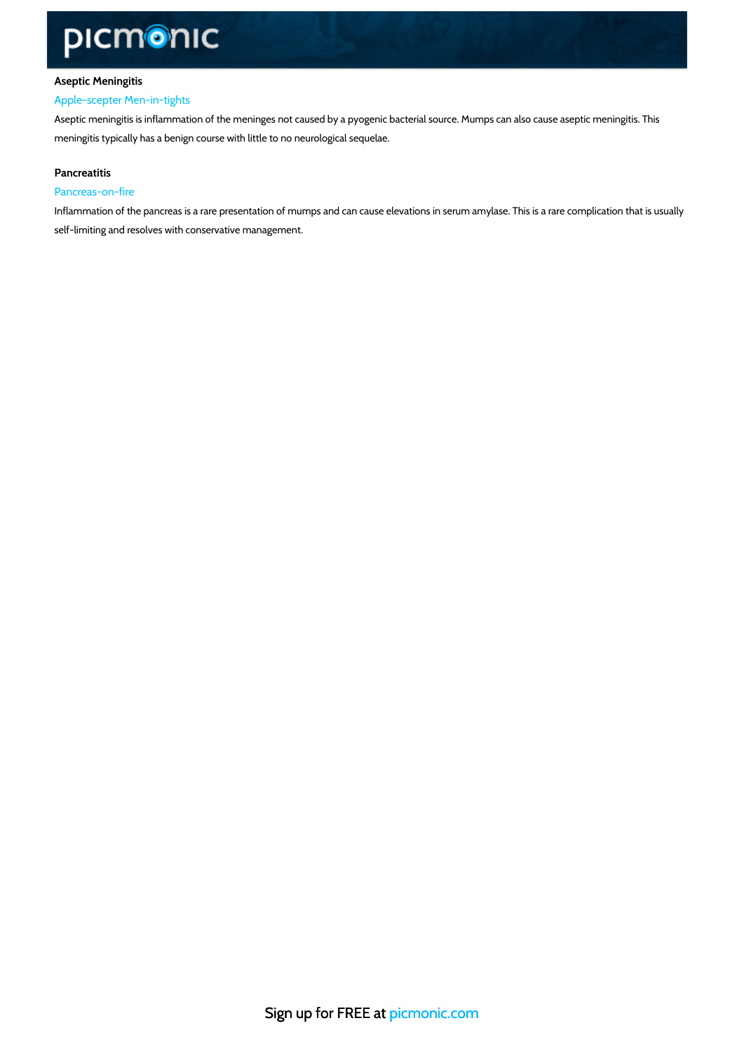**Aseptic Meningitis**

Apple-scepter Men-in-tights

Aseptic meningitis is inflammation of the meninges not caused by a pyogenic bacterial source. Mumps can also cause aseptic meningitis. This meningitis typically has a benign course with little to no neurological sequelae.

**Pancreatitis**

Pancreas-on-fire

Inflammation of the pancreas is a rare presentation of mumps and can cause elevations in serum amylase. This is a rare complication that is usually self-limiting and resolves with conservative management.